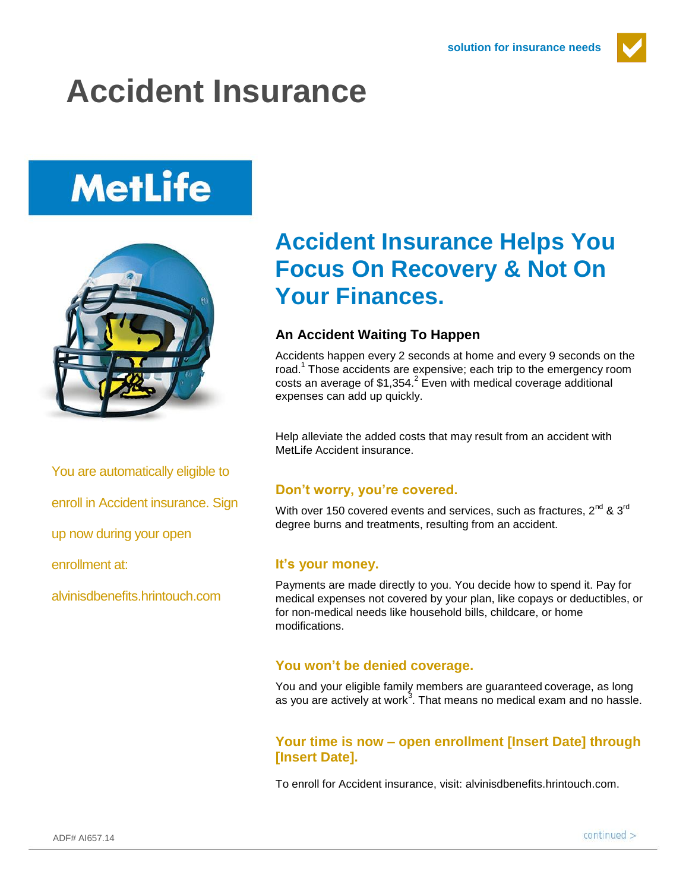solution for insurance needs

# Accident Insurance

MetLife

You are automatically eligible to enroll in Accident insurance. Sign up now during your open enrollment at: alvinisdbenefits.hrintouch.com

## Accident Insurance Helps You Focus On Recovery & Not On Your Finances.

### An Accident Waiting To Happen

Accidents happen every 2 seconds at home and every 9 seconds on the road.[1] Those accidents are expensive; each trip to the emergency room costs an average of $1,354.[2] Even with medical coverage additional expenses can add up quickly.

Help alleviate the added costs that may result from an accident with MetLife Accident insurance.

### Don't worry, you're covered.

With over 150 covered events and services, such as fractures, 2nd & 3rd degree burns and treatments, resulting from an accident.

### It's your money.

Payments are made directly to you. You decide how to spend it. Pay for medical expenses not covered by your plan, like copays or deductibles, or for non-medical needs like household bills, childcare, or home modifications.

### You won't be denied coverage.

You and your eligible family members are guaranteed coverage, as long as you are actively at work[3]. That means no medical exam and no hassle.

### Your time is now – open enrollment [Insert Date] through [Insert Date].

To enroll for Accident insurance, visit: alvinisdbenefits.hrintouch.com.

ADF# AI657.14

continued >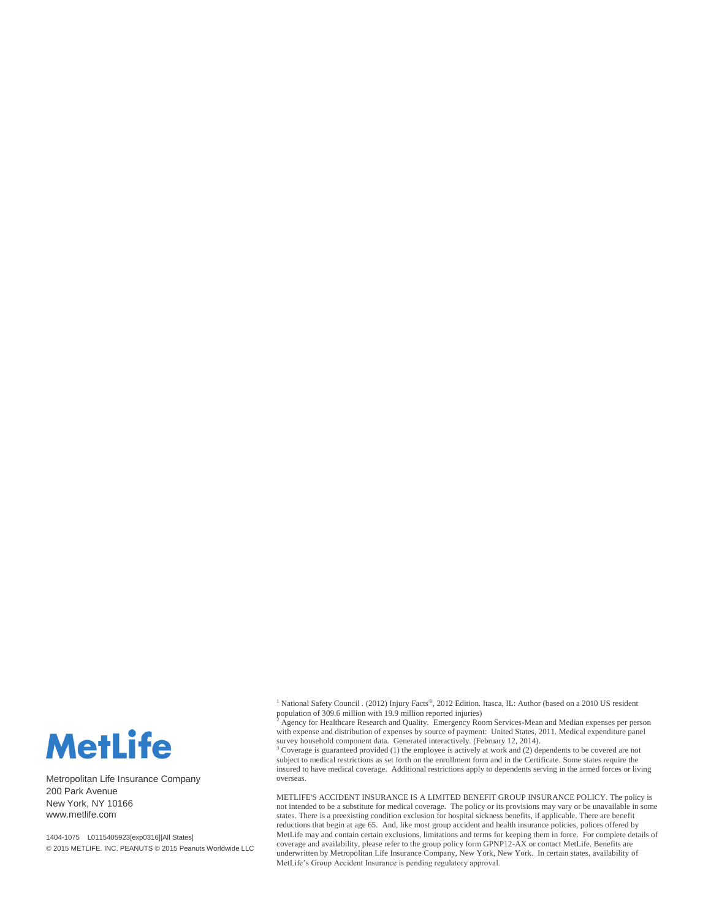MetLife

Metropolitan Life Insurance Company
200 Park Avenue
New York, NY 10166
www.metlife.com

1404-1075 L0115405923[exp0316][All States]
© 2015 METLIFE. INC. PEANUTS © 2015 Peanuts Worldwide LLC

[1] National Safety Council . (2012) Injury Facts®, 2012 Edition. Itasca, IL: Author (based on a 2010 US resident population of 309.6 million with 19.9 million reported injuries)
[2] Agency for Healthcare Research and Quality. Emergency Room Services-Mean and Median expenses per person with expense and distribution of expenses by source of payment: United States, 2011. Medical expenditure panel survey household component data. Generated interactively. (February 12, 2014).
[3] Coverage is guaranteed provided (1) the employee is actively at work and (2) dependents to be covered are not subject to medical restrictions as set forth on the enrollment form and in the Certificate. Some states require the insured to have medical coverage. Additional restrictions apply to dependents serving in the armed forces or living overseas.

METLIFE'S ACCIDENT INSURANCE IS A LIMITED BENEFIT GROUP INSURANCE POLICY. The policy is not intended to be a substitute for medical coverage. The policy or its provisions may vary or be unavailable in some states. There is a preexisting condition exclusion for hospital sickness benefits, if applicable. There are benefit reductions that begin at age 65. And, like most group accident and health insurance policies, polices offered by MetLife may and contain certain exclusions, limitations and terms for keeping them in force. For complete details of coverage and availability, please refer to the group policy form GPNP12-AX or contact MetLife. Benefits are underwritten by Metropolitan Life Insurance Company, New York, New York. In certain states, availability of MetLife's Group Accident Insurance is pending regulatory approval.